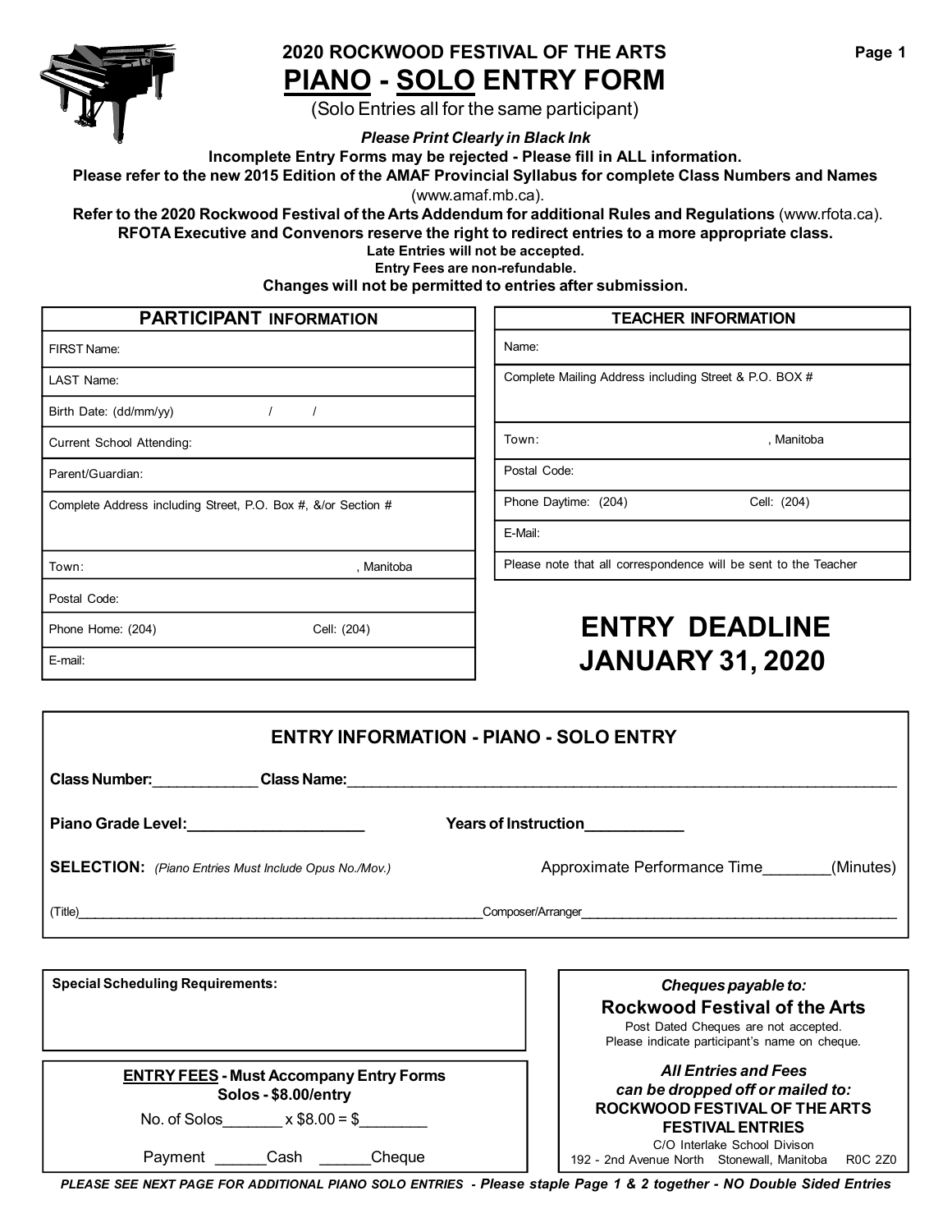# 2020 ROCKWOOD FESTIVAL OF THE ARTS

# PIANO - SOLO ENTRY FORM

(Solo Entries all for the same participant)

***Please Print Clearly in Black Ink***

**Incomplete Entry Forms may be rejected - Please fill in ALL information.**

**Please refer to the new 2015 Edition of the AMAF Provincial Syllabus for complete Class Numbers and Names** (www.amaf.mb.ca).

**Refer to the 2020 Rockwood Festival of the Arts Addendum for additional Rules and Regulations** (www.rfota.ca).

**RFOTA Executive and Convenors reserve the right to redirect entries to a more appropriate class.**

**Late Entries will not be accepted.**

**Entry Fees are non-refundable.**

**Changes will not be permitted to entries after submission.**

| PARTICIPANT INFORMATION |
|---|
| FIRST Name: |
| LAST Name: |
| Birth Date: (dd/mm/yy) / / |
| Current School Attending: |
| Parent/Guardian: |
| Complete Address including Street, P.O. Box #, &/or Section # |
| Town: , Manitoba |
| Postal Code: |
| Phone Home: (204) Cell: (204) |
| E-mail: |

| TEACHER INFORMATION |
|---|
| Name: |
| Complete Mailing Address including Street & P.O. BOX # |
| Town: , Manitoba |
| Postal Code: |
| Phone Daytime: (204) Cell: (204) |
| E-Mail: |
| Please note that all correspondence will be sent to the Teacher |

## ENTRY DEADLINE JANUARY 31, 2020

### ENTRY INFORMATION - PIANO - SOLO ENTRY

**Class Number:**\_\_\_\_\_\_\_\_\_\_\_\_ **Class Name:**\_\_\_\_\_\_\_\_\_\_\_\_\_\_\_\_\_\_\_\_\_\_\_\_\_\_\_\_\_\_\_\_\_\_\_\_

**Piano Grade Level:**\_\_\_\_\_\_\_\_\_\_\_\_\_\_\_\_\_\_\_\_ **Years of Instruction**\_\_\_\_\_\_\_\_\_\_\_

**SELECTION:** *(Piano Entries Must Include Opus No./Mov.)* Approximate Performance Time\_\_\_\_\_\_\_(Minutes)

(Title)\_\_\_\_\_\_\_\_\_\_\_\_\_\_\_\_\_\_\_\_\_\_\_\_\_\_\_\_\_\_\_\_\_\_\_\_ Composer/Arranger\_\_\_\_\_\_\_\_\_\_\_\_\_\_\_\_\_\_\_\_\_\_\_\_\_\_\_\_\_\_\_\_

**Special Scheduling Requirements:**

**ENTRY FEES - Must Accompany Entry Forms**
**Solos - $8.00/entry**

No. of Solos\_\_\_\_\_\_\_ x $8.00 = $\_\_\_\_\_\_\_\_

Payment \_\_\_\_\_\_Cash \_\_\_\_\_\_Cheque

***Cheques payable to:***

**Rockwood Festival of the Arts**

Post Dated Cheques are not accepted.
Please indicate participant's name on cheque.

***All Entries and Fees can be dropped off or mailed to:***

**ROCKWOOD FESTIVAL OF THE ARTS**
**FESTIVAL ENTRIES**
C/O Interlake School Divison
192 - 2nd Avenue North Stonewall, Manitoba R0C 2Z0

***PLEASE SEE NEXT PAGE FOR ADDITIONAL PIANO SOLO ENTRIES - Please staple Page 1 & 2 together - NO Double Sided Entries***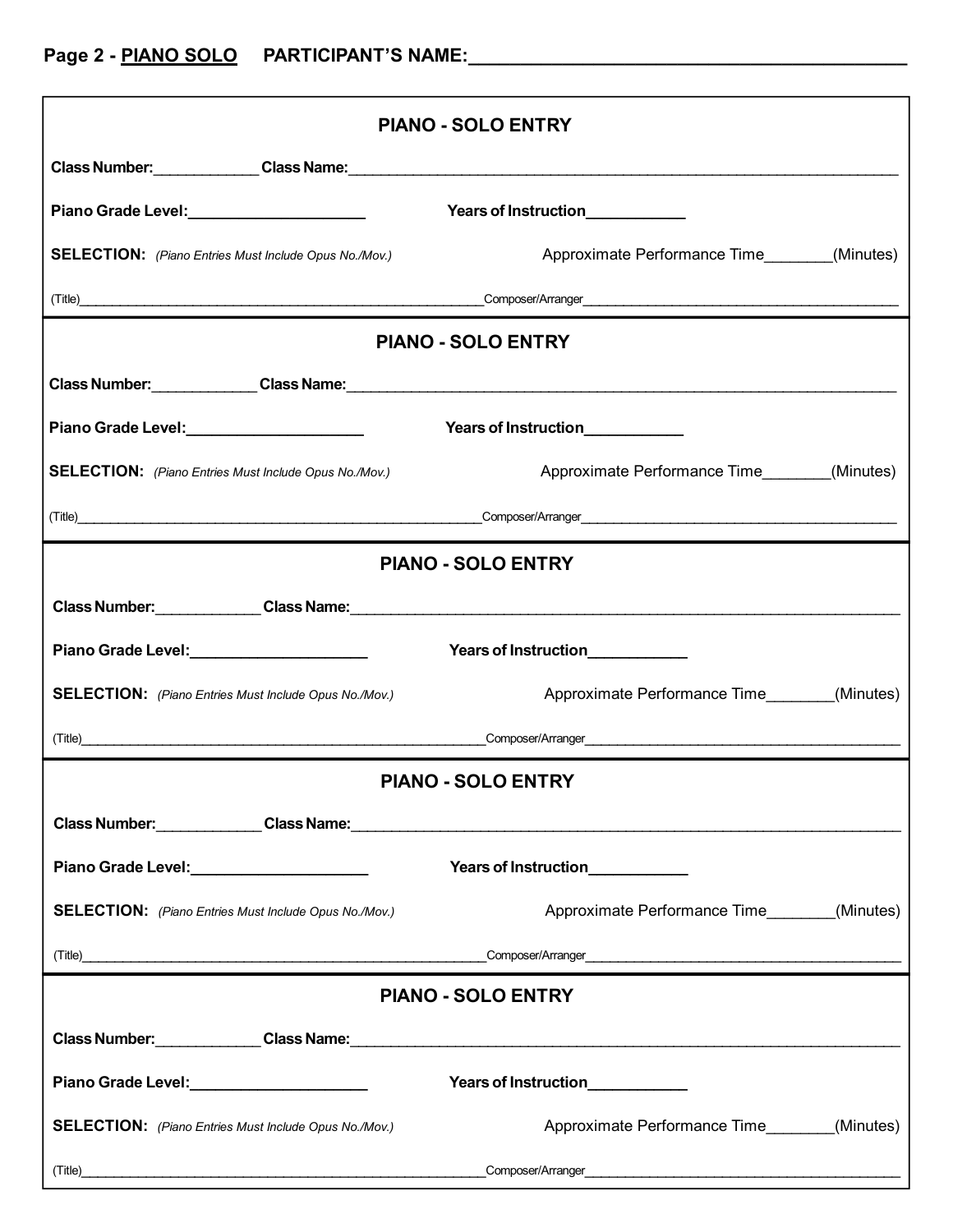**Page 2 - PIANO SOLO PARTICIPANT'S NAME:**\_\_\_\_\_\_\_\_\_\_\_\_\_\_\_\_\_\_\_\_\_\_\_\_\_\_\_\_\_\_\_\_\_\_\_\_\_\_\_\_

## PIANO - SOLO ENTRY

**Class Number:**\_\_\_\_\_\_\_\_\_\_\_\_ **Class Name:**\_\_\_\_\_\_\_\_\_\_\_\_\_\_\_\_\_\_\_\_\_\_\_\_\_\_\_\_\_\_\_\_\_\_\_\_\_\_\_\_\_\_\_\_\_\_\_\_

**Piano Grade Level:**\_\_\_\_\_\_\_\_\_\_\_\_\_\_\_\_\_\_\_\_ **Years of Instruction**\_\_\_\_\_\_\_\_\_\_\_

**SELECTION:** *(Piano Entries Must Include Opus No./Mov.)* Approximate Performance Time\_\_\_\_\_\_\_\_(Minutes)

(Title)\_\_\_\_\_\_\_\_\_\_\_\_\_\_\_\_\_\_\_\_\_\_\_\_\_\_\_\_\_\_\_\_\_\_\_\_\_\_\_\_\_\_\_\_Composer/Arranger\_\_\_\_\_\_\_\_\_\_\_\_\_\_\_\_\_\_\_\_\_\_\_\_\_\_\_\_\_\_\_\_\_\_\_\_\_\_\_\_

## PIANO - SOLO ENTRY

**Class Number:**\_\_\_\_\_\_\_\_\_\_\_\_ **Class Name:**\_\_\_\_\_\_\_\_\_\_\_\_\_\_\_\_\_\_\_\_\_\_\_\_\_\_\_\_\_\_\_\_\_\_\_\_\_\_\_\_\_\_\_\_\_\_\_\_

**Piano Grade Level:**\_\_\_\_\_\_\_\_\_\_\_\_\_\_\_\_\_\_\_\_ **Years of Instruction**\_\_\_\_\_\_\_\_\_\_\_

**SELECTION:** *(Piano Entries Must Include Opus No./Mov.)* Approximate Performance Time\_\_\_\_\_\_\_\_(Minutes)

(Title)\_\_\_\_\_\_\_\_\_\_\_\_\_\_\_\_\_\_\_\_\_\_\_\_\_\_\_\_\_\_\_\_\_\_\_\_\_\_\_\_\_\_\_\_Composer/Arranger\_\_\_\_\_\_\_\_\_\_\_\_\_\_\_\_\_\_\_\_\_\_\_\_\_\_\_\_\_\_\_\_\_\_\_\_\_\_\_\_

## PIANO - SOLO ENTRY

**Class Number:**\_\_\_\_\_\_\_\_\_\_\_\_ **Class Name:**\_\_\_\_\_\_\_\_\_\_\_\_\_\_\_\_\_\_\_\_\_\_\_\_\_\_\_\_\_\_\_\_\_\_\_\_\_\_\_\_\_\_\_\_\_\_\_\_

**Piano Grade Level:**\_\_\_\_\_\_\_\_\_\_\_\_\_\_\_\_\_\_\_\_ **Years of Instruction**\_\_\_\_\_\_\_\_\_\_\_

**SELECTION:** *(Piano Entries Must Include Opus No./Mov.)* Approximate Performance Time\_\_\_\_\_\_\_\_(Minutes)

(Title)\_\_\_\_\_\_\_\_\_\_\_\_\_\_\_\_\_\_\_\_\_\_\_\_\_\_\_\_\_\_\_\_\_\_\_\_\_\_\_\_\_\_\_\_Composer/Arranger\_\_\_\_\_\_\_\_\_\_\_\_\_\_\_\_\_\_\_\_\_\_\_\_\_\_\_\_\_\_\_\_\_\_\_\_\_\_\_\_

## PIANO - SOLO ENTRY

**Class Number:**\_\_\_\_\_\_\_\_\_\_\_\_ **Class Name:**\_\_\_\_\_\_\_\_\_\_\_\_\_\_\_\_\_\_\_\_\_\_\_\_\_\_\_\_\_\_\_\_\_\_\_\_\_\_\_\_\_\_\_\_\_\_\_\_

**Piano Grade Level:**\_\_\_\_\_\_\_\_\_\_\_\_\_\_\_\_\_\_\_\_ **Years of Instruction**\_\_\_\_\_\_\_\_\_\_\_

**SELECTION:** *(Piano Entries Must Include Opus No./Mov.)* Approximate Performance Time\_\_\_\_\_\_\_\_(Minutes)

(Title)\_\_\_\_\_\_\_\_\_\_\_\_\_\_\_\_\_\_\_\_\_\_\_\_\_\_\_\_\_\_\_\_\_\_\_\_\_\_\_\_\_\_\_\_Composer/Arranger\_\_\_\_\_\_\_\_\_\_\_\_\_\_\_\_\_\_\_\_\_\_\_\_\_\_\_\_\_\_\_\_\_\_\_\_\_\_\_\_

## PIANO - SOLO ENTRY

**Class Number:**\_\_\_\_\_\_\_\_\_\_\_\_ **Class Name:**\_\_\_\_\_\_\_\_\_\_\_\_\_\_\_\_\_\_\_\_\_\_\_\_\_\_\_\_\_\_\_\_\_\_\_\_\_\_\_\_\_\_\_\_\_\_\_\_

**Piano Grade Level:**\_\_\_\_\_\_\_\_\_\_\_\_\_\_\_\_\_\_\_\_ **Years of Instruction**\_\_\_\_\_\_\_\_\_\_\_

**SELECTION:** *(Piano Entries Must Include Opus No./Mov.)* Approximate Performance Time\_\_\_\_\_\_\_\_(Minutes)

(Title)\_\_\_\_\_\_\_\_\_\_\_\_\_\_\_\_\_\_\_\_\_\_\_\_\_\_\_\_\_\_\_\_\_\_\_\_\_\_\_\_\_\_\_\_Composer/Arranger\_\_\_\_\_\_\_\_\_\_\_\_\_\_\_\_\_\_\_\_\_\_\_\_\_\_\_\_\_\_\_\_\_\_\_\_\_\_\_\_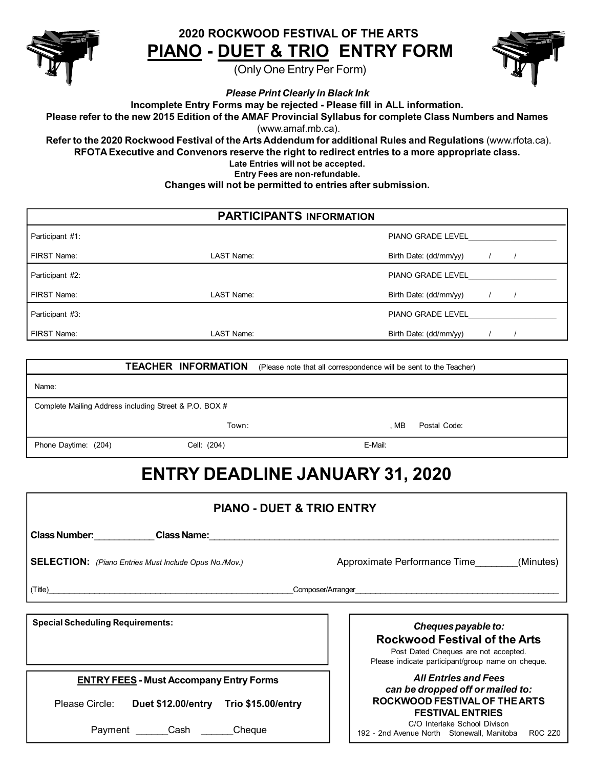# 2020 ROCKWOOD FESTIVAL OF THE ARTS

# PIANO - DUET & TRIO ENTRY FORM

(Only One Entry Per Form)

***Please Print Clearly in Black Ink***

**Incomplete Entry Forms may be rejected - Please fill in ALL information.**

**Please refer to the new 2015 Edition of the AMAF Provincial Syllabus for complete Class Numbers and Names** (www.amaf.mb.ca).

**Refer to the 2020 Rockwood Festival of the Arts Addendum for additional Rules and Regulations** (www.rfota.ca).

**RFOTA Executive and Convenors reserve the right to redirect entries to a more appropriate class.**

**Late Entries will not be accepted.**

**Entry Fees are non-refundable.**

**Changes will not be permitted to entries after submission.**

## PARTICIPANTS INFORMATION

| | | |
|---|---|---|
| Participant #1: | | PIANO GRADE LEVEL_______________ |
| FIRST Name: | LAST Name: | Birth Date: (dd/mm/yy) / / |
| Participant #2: | | PIANO GRADE LEVEL_______________ |
| FIRST Name: | LAST Name: | Birth Date: (dd/mm/yy) / / |
| Participant #3: | | PIANO GRADE LEVEL_______________ |
| FIRST Name: | LAST Name: | Birth Date: (dd/mm/yy) / / |

## TEACHER INFORMATION (Please note that all correspondence will be sent to the Teacher)

| | | |
|---|---|---|
| Name: | | |
| Complete Mailing Address including Street & P.O. BOX # | | |
| Town: | | , MB Postal Code: |
| Phone Daytime: (204) | Cell: (204) | E-Mail: |

# ENTRY DEADLINE JANUARY 31, 2020

## PIANO - DUET & TRIO ENTRY

**Class Number:**___________ **Class Name:**_______________________________________________

**SELECTION:** *(Piano Entries Must Include Opus No./Mov.)* Approximate Performance Time_______(Minutes)

(Title)_______________________________________Composer/Arranger_______________________________

**Special Scheduling Requirements:**

**ENTRY FEES - Must Accompany Entry Forms**

Please Circle: **Duet $12.00/entry** **Trio $15.00/entry**

Payment ______Cash ______Cheque

***Cheques payable to:***

**Rockwood Festival of the Arts**

Post Dated Cheques are not accepted.
Please indicate participant/group name on cheque.

***All Entries and Fees can be dropped off or mailed to:***

**ROCKWOOD FESTIVAL OF THE ARTS**
**FESTIVAL ENTRIES**
C/O Interlake School Divison
192 - 2nd Avenue North Stonewall, Manitoba R0C 2Z0